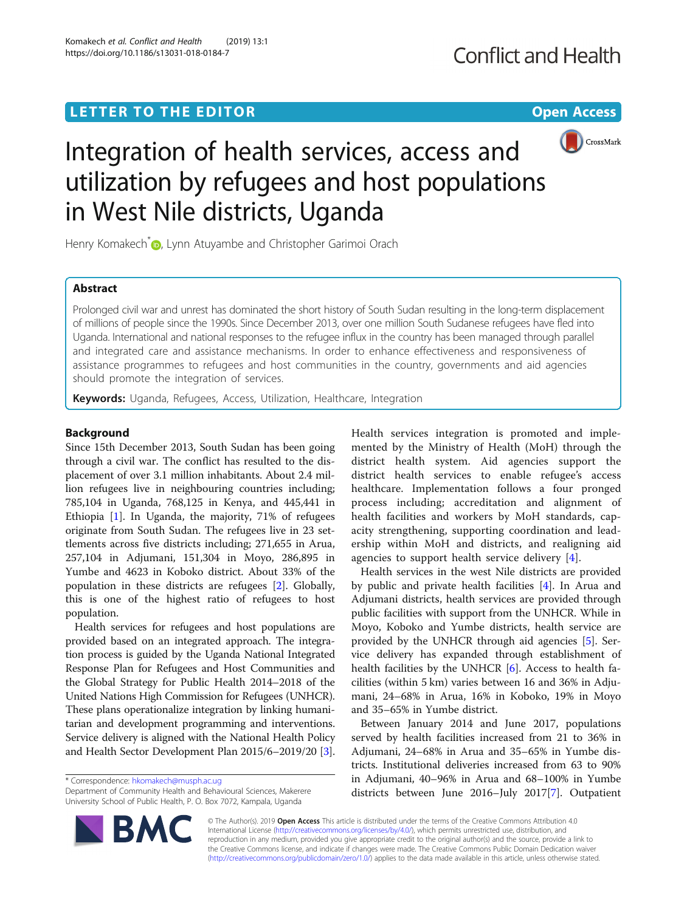LETTER TO THE EDITOR

Open Access

# Integration of health services, access and utilization by refugees and host populations in West Nile districts, Uganda

Henry Komakech*, Lynn Atuyambe and Christopher Garimoi Orach

## Abstract

Prolonged civil war and unrest has dominated the short history of South Sudan resulting in the long-term displacement of millions of people since the 1990s. Since December 2013, over one million South Sudanese refugees have fled into Uganda. International and national responses to the refugee influx in the country has been managed through parallel and integrated care and assistance mechanisms. In order to enhance effectiveness and responsiveness of assistance programmes to refugees and host communities in the country, governments and aid agencies should promote the integration of services.

**Keywords:** Uganda, Refugees, Access, Utilization, Healthcare, Integration

## Background

Since 15th December 2013, South Sudan has been going through a civil war. The conflict has resulted to the displacement of over 3.1 million inhabitants. About 2.4 million refugees live in neighbouring countries including; 785,104 in Uganda, 768,125 in Kenya, and 445,441 in Ethiopia [1]. In Uganda, the majority, 71% of refugees originate from South Sudan. The refugees live in 23 settlements across five districts including; 271,655 in Arua, 257,104 in Adjumani, 151,304 in Moyo, 286,895 in Yumbe and 4623 in Koboko district. About 33% of the population in these districts are refugees [2]. Globally, this is one of the highest ratio of refugees to host population.

Health services for refugees and host populations are provided based on an integrated approach. The integration process is guided by the Uganda National Integrated Response Plan for Refugees and Host Communities and the Global Strategy for Public Health 2014–2018 of the United Nations High Commission for Refugees (UNHCR). These plans operationalize integration by linking humanitarian and development programming and interventions. Service delivery is aligned with the National Health Policy and Health Sector Development Plan 2015/6–2019/20 [3].

Health services integration is promoted and implemented by the Ministry of Health (MoH) through the district health system. Aid agencies support the district health services to enable refugee's access healthcare. Implementation follows a four pronged process including; accreditation and alignment of health facilities and workers by MoH standards, capacity strengthening, supporting coordination and leadership within MoH and districts, and realigning aid agencies to support health service delivery [4].

Health services in the west Nile districts are provided by public and private health facilities [4]. In Arua and Adjumani districts, health services are provided through public facilities with support from the UNHCR. While in Moyo, Koboko and Yumbe districts, health service are provided by the UNHCR through aid agencies [5]. Service delivery has expanded through establishment of health facilities by the UNHCR [6]. Access to health facilities (within 5 km) varies between 16 and 36% in Adjumani, 24–68% in Arua, 16% in Koboko, 19% in Moyo and 35–65% in Yumbe district.

Between January 2014 and June 2017, populations served by health facilities increased from 21 to 36% in Adjumani, 24–68% in Arua and 35–65% in Yumbe districts. Institutional deliveries increased from 63 to 90% in Adjumani, 40–96% in Arua and 68–100% in Yumbe districts between June 2016–July 2017[7]. Outpatient

* Correspondence: hkomakech@musph.ac.ug
Department of Community Health and Behavioural Sciences, Makerere University School of Public Health, P. O. Box 7072, Kampala, Uganda

© The Author(s). 2019 **Open Access** This article is distributed under the terms of the Creative Commons Attribution 4.0 International License (http://creativecommons.org/licenses/by/4.0/), which permits unrestricted use, distribution, and reproduction in any medium, provided you give appropriate credit to the original author(s) and the source, provide a link to the Creative Commons license, and indicate if changes were made. The Creative Commons Public Domain Dedication waiver (http://creativecommons.org/publicdomain/zero/1.0/) applies to the data made available in this article, unless otherwise stated.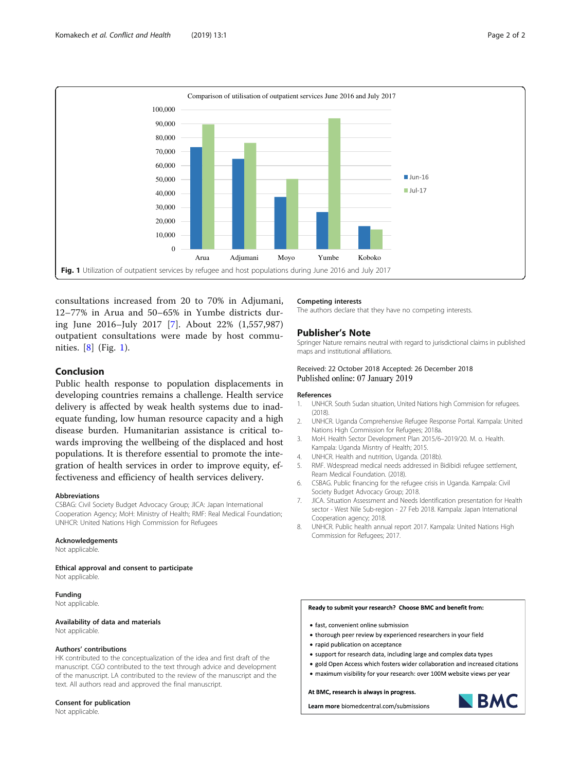Comparison of utilisation of outpatient services June 2016 and July 2017

100,000
90,000
80,000
70,000
60,000
50,000
40,000
30,000
20,000
10,000
0

Arua
Adjumani
Moyo
Yumbe
Koboko

Jun-16
Jul-17

**Fig. 1** Utilization of outpatient services by refugee and host populations during June 2016 and July 2017

consultations increased from 20 to 70% in Adjumani, 12–77% in Arua and 50–65% in Yumbe districts during June 2016–July 2017 [7]. About 22% (1,557,987) outpatient consultations were made by host communities. [8] (Fig. 1).

## Conclusion

Public health response to population displacements in developing countries remains a challenge. Health service delivery is affected by weak health systems due to inadequate funding, low human resource capacity and a high disease burden. Humanitarian assistance is critical towards improving the wellbeing of the displaced and host populations. It is therefore essential to promote the integration of health services in order to improve equity, effectiveness and efficiency of health services delivery.

### Abbreviations

CSBAG: Civil Society Budget Advocacy Group; JICA: Japan International Cooperation Agency; MoH: Ministry of Health; RMF: Real Medical Foundation; UNHCR: United Nations High Commission for Refugees

### Acknowledgements

Not applicable.

### Ethical approval and consent to participate

Not applicable.

### Funding

Not applicable.

### Availability of data and materials

Not applicable.

### Authors' contributions

HK contributed to the conceptualization of the idea and first draft of the manuscript. CGO contributed to the text through advice and development of the manuscript. LA contributed to the review of the manuscript and the text. All authors read and approved the final manuscript.

### Consent for publication

Not applicable.

### Competing interests

The authors declare that they have no competing interests.

## Publisher's Note

Springer Nature remains neutral with regard to jurisdictional claims in published maps and institutional affiliations.

Received: 22 October 2018 Accepted: 26 December 2018
Published online: 07 January 2019

### References

1. UNHCR. South Sudan situation, United Nations high Commision for refugees. (2018).
2. UNHCR. Uganda Comprehensive Refugee Response Portal. Kampala: United Nations High Commission for Refugees; 2018a.
3. MoH. Health Sector Development Plan 2015/6–2019/20. M. o. Health. Kampala: Uganda Misntry of Health; 2015.
4. UNHCR. Health and nutrition, Uganda. (2018b).
5. RMF. Wdespread medical needs addressed in Bidibidi refugee settlement, Ream Medical Foundation. (2018).
6. CSBAG. Public financing for the refugee crisis in Uganda. Kampala: Civil Society Budget Advocacy Group; 2018.
7. JICA. Situation Assessment and Needs Identification presentation for Health sector - West Nile Sub-region - 27 Feb 2018. Kampala: Japan International Cooperation agency; 2018.
8. UNHCR. Public health annual report 2017. Kampala: United Nations High Commission for Refugees; 2017.